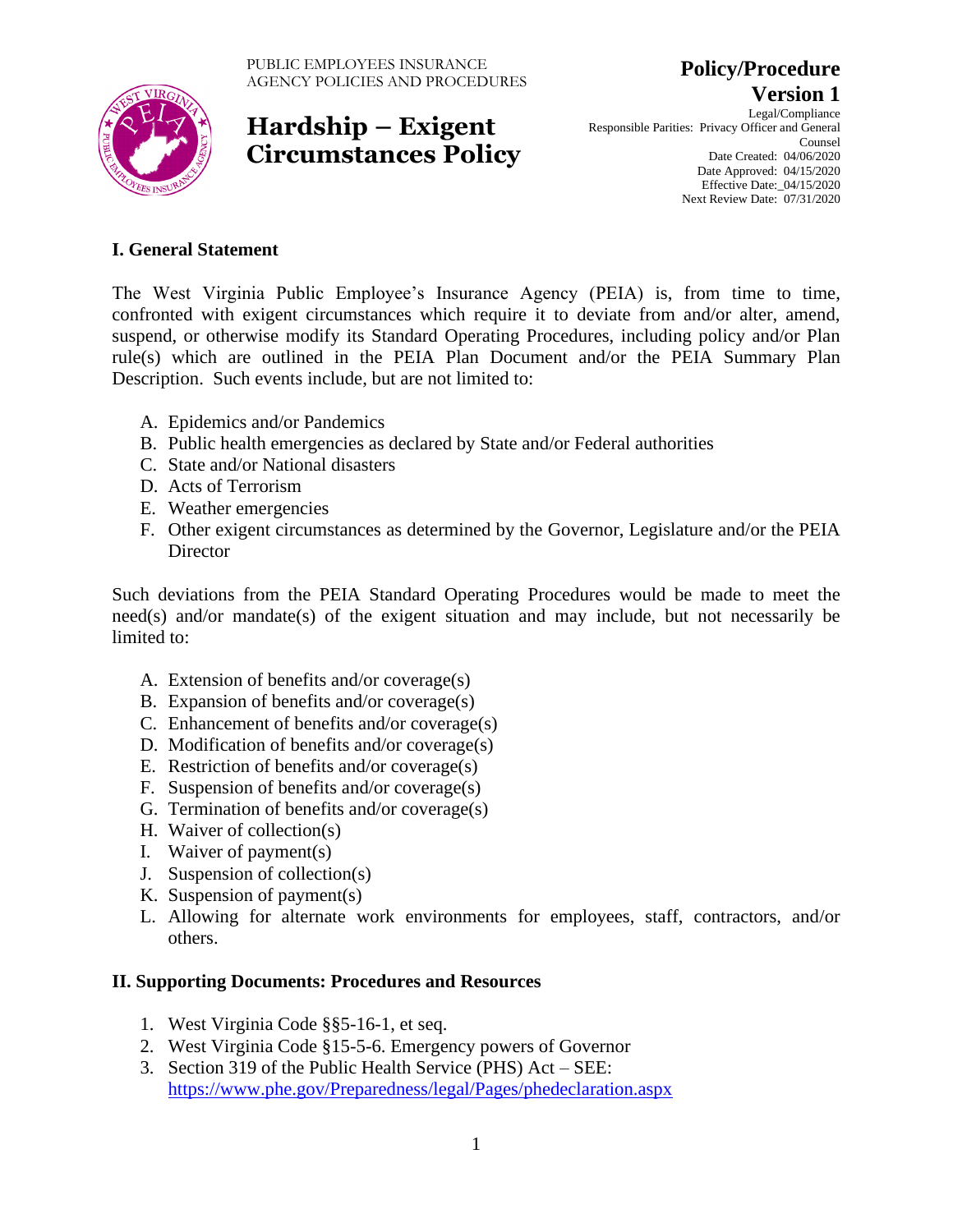PUBLIC EMPLOYEES INSURANCE AGENCY POLICIES AND PROCEDURES

# Hardship – Exigent Circumstances Policy

**Policy/Procedure**
**Version 1**

Legal/Compliance
Responsible Parities: Privacy Officer and General Counsel
Date Created: 04/06/2020
Date Approved: 04/15/2020
Effective Date:_04/15/2020
Next Review Date: 07/31/2020

## I. General Statement

The West Virginia Public Employee's Insurance Agency (PEIA) is, from time to time, confronted with exigent circumstances which require it to deviate from and/or alter, amend, suspend, or otherwise modify its Standard Operating Procedures, including policy and/or Plan rule(s) which are outlined in the PEIA Plan Document and/or the PEIA Summary Plan Description. Such events include, but are not limited to:

A. Epidemics and/or Pandemics
B. Public health emergencies as declared by State and/or Federal authorities
C. State and/or National disasters
D. Acts of Terrorism
E. Weather emergencies
F. Other exigent circumstances as determined by the Governor, Legislature and/or the PEIA Director

Such deviations from the PEIA Standard Operating Procedures would be made to meet the need(s) and/or mandate(s) of the exigent situation and may include, but not necessarily be limited to:

A. Extension of benefits and/or coverage(s)
B. Expansion of benefits and/or coverage(s)
C. Enhancement of benefits and/or coverage(s)
D. Modification of benefits and/or coverage(s)
E. Restriction of benefits and/or coverage(s)
F. Suspension of benefits and/or coverage(s)
G. Termination of benefits and/or coverage(s)
H. Waiver of collection(s)
I. Waiver of payment(s)
J. Suspension of collection(s)
K. Suspension of payment(s)
L. Allowing for alternate work environments for employees, staff, contractors, and/or others.

## II. Supporting Documents: Procedures and Resources

1. West Virginia Code §§5-16-1, et seq.
2. West Virginia Code §15-5-6. Emergency powers of Governor
3. Section 319 of the Public Health Service (PHS) Act – SEE: https://www.phe.gov/Preparedness/legal/Pages/phedeclaration.aspx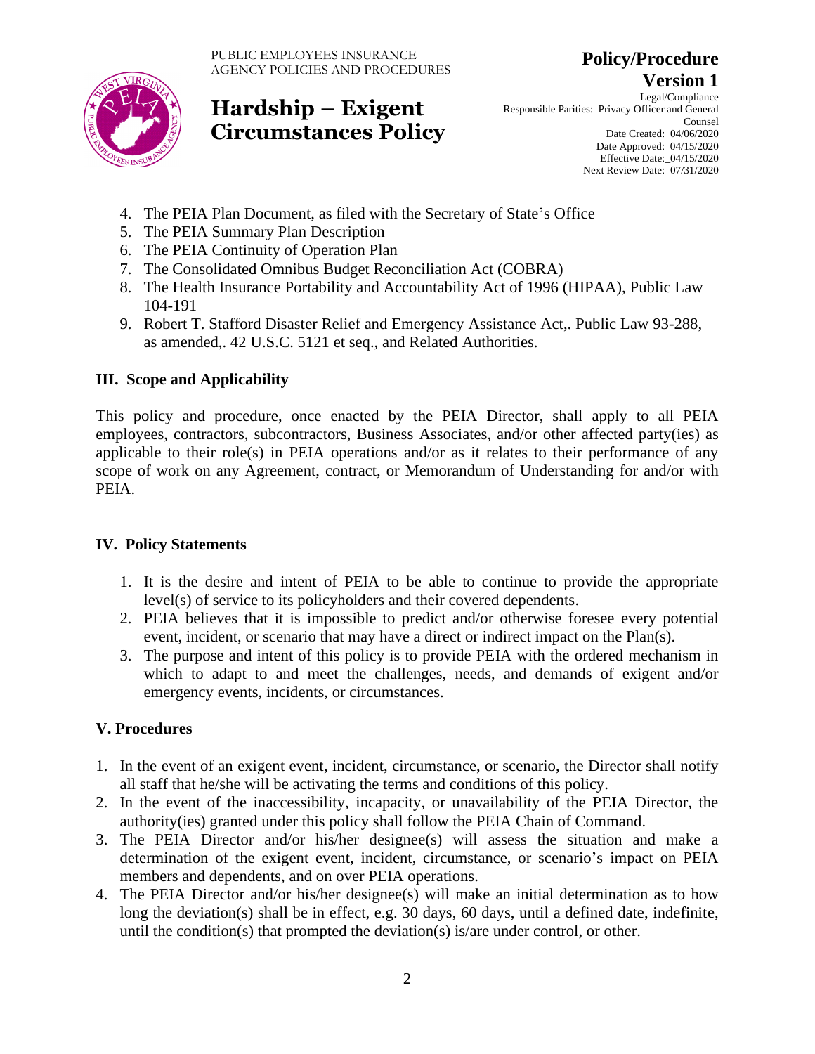4. The PEIA Plan Document, as filed with the Secretary of State's Office
5. The PEIA Summary Plan Description
6. The PEIA Continuity of Operation Plan
7. The Consolidated Omnibus Budget Reconciliation Act (COBRA)
8. The Health Insurance Portability and Accountability Act of 1996 (HIPAA), Public Law 104-191
9. Robert T. Stafford Disaster Relief and Emergency Assistance Act,. Public Law 93-288, as amended,. 42 U.S.C. 5121 et seq., and Related Authorities.

## III. Scope and Applicability

This policy and procedure, once enacted by the PEIA Director, shall apply to all PEIA employees, contractors, subcontractors, Business Associates, and/or other affected party(ies) as applicable to their role(s) in PEIA operations and/or as it relates to their performance of any scope of work on any Agreement, contract, or Memorandum of Understanding for and/or with PEIA.

## IV. Policy Statements

1. It is the desire and intent of PEIA to be able to continue to provide the appropriate level(s) of service to its policyholders and their covered dependents.
2. PEIA believes that it is impossible to predict and/or otherwise foresee every potential event, incident, or scenario that may have a direct or indirect impact on the Plan(s).
3. The purpose and intent of this policy is to provide PEIA with the ordered mechanism in which to adapt to and meet the challenges, needs, and demands of exigent and/or emergency events, incidents, or circumstances.

## V. Procedures

1. In the event of an exigent event, incident, circumstance, or scenario, the Director shall notify all staff that he/she will be activating the terms and conditions of this policy.
2. In the event of the inaccessibility, incapacity, or unavailability of the PEIA Director, the authority(ies) granted under this policy shall follow the PEIA Chain of Command.
3. The PEIA Director and/or his/her designee(s) will assess the situation and make a determination of the exigent event, incident, circumstance, or scenario's impact on PEIA members and dependents, and on over PEIA operations.
4. The PEIA Director and/or his/her designee(s) will make an initial determination as to how long the deviation(s) shall be in effect, e.g. 30 days, 60 days, until a defined date, indefinite, until the condition(s) that prompted the deviation(s) is/are under control, or other.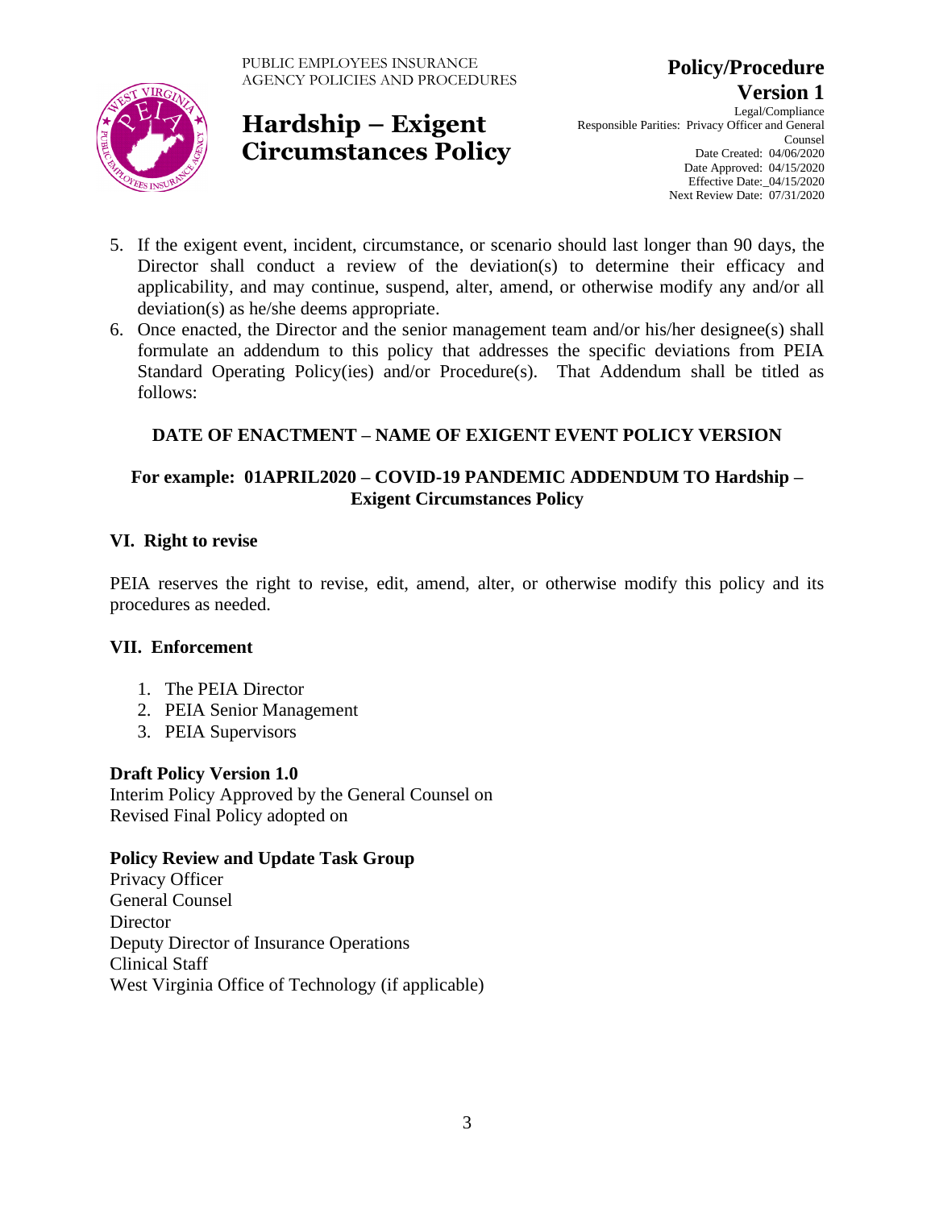5. If the exigent event, incident, circumstance, or scenario should last longer than 90 days, the Director shall conduct a review of the deviation(s) to determine their efficacy and applicability, and may continue, suspend, alter, amend, or otherwise modify any and/or all deviation(s) as he/she deems appropriate.
6. Once enacted, the Director and the senior management team and/or his/her designee(s) shall formulate an addendum to this policy that addresses the specific deviations from PEIA Standard Operating Policy(ies) and/or Procedure(s). That Addendum shall be titled as follows:

**DATE OF ENACTMENT – NAME OF EXIGENT EVENT POLICY VERSION**

**For example: 01APRIL2020 – COVID-19 PANDEMIC ADDENDUM TO Hardship – Exigent Circumstances Policy**

### VI. Right to revise

PEIA reserves the right to revise, edit, amend, alter, or otherwise modify this policy and its procedures as needed.

### VII. Enforcement

1. The PEIA Director
2. PEIA Senior Management
3. PEIA Supervisors

**Draft Policy Version 1.0**
Interim Policy Approved by the General Counsel on
Revised Final Policy adopted on

**Policy Review and Update Task Group**
Privacy Officer
General Counsel
Director
Deputy Director of Insurance Operations
Clinical Staff
West Virginia Office of Technology (if applicable)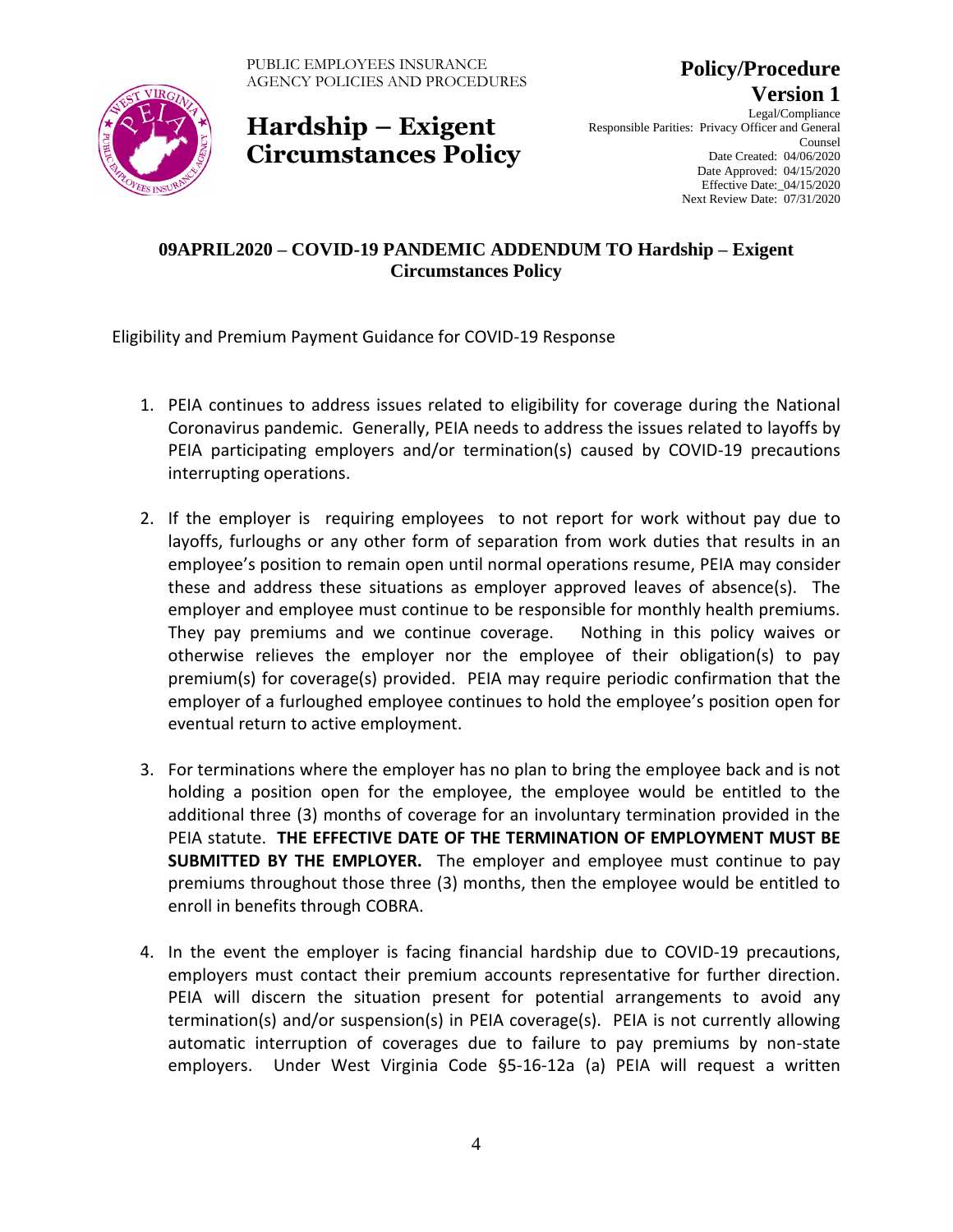PUBLIC EMPLOYEES INSURANCE AGENCY POLICIES AND PROCEDURES

# Hardship – Exigent Circumstances Policy

**Policy/Procedure**
**Version 1**

Legal/Compliance
Responsible Parities: Privacy Officer and General Counsel
Date Created: 04/06/2020
Date Approved: 04/15/2020
Effective Date:_04/15/2020
Next Review Date: 07/31/2020

## 09APRIL2020 – COVID-19 PANDEMIC ADDENDUM TO Hardship – Exigent Circumstances Policy

Eligibility and Premium Payment Guidance for COVID-19 Response

1. PEIA continues to address issues related to eligibility for coverage during the National Coronavirus pandemic. Generally, PEIA needs to address the issues related to layoffs by PEIA participating employers and/or termination(s) caused by COVID-19 precautions interrupting operations.

2. If the employer is requiring employees to not report for work without pay due to layoffs, furloughs or any other form of separation from work duties that results in an employee's position to remain open until normal operations resume, PEIA may consider these and address these situations as employer approved leaves of absence(s). The employer and employee must continue to be responsible for monthly health premiums. They pay premiums and we continue coverage. Nothing in this policy waives or otherwise relieves the employer nor the employee of their obligation(s) to pay premium(s) for coverage(s) provided. PEIA may require periodic confirmation that the employer of a furloughed employee continues to hold the employee's position open for eventual return to active employment.

3. For terminations where the employer has no plan to bring the employee back and is not holding a position open for the employee, the employee would be entitled to the additional three (3) months of coverage for an involuntary termination provided in the PEIA statute. **THE EFFECTIVE DATE OF THE TERMINATION OF EMPLOYMENT MUST BE SUBMITTED BY THE EMPLOYER.** The employer and employee must continue to pay premiums throughout those three (3) months, then the employee would be entitled to enroll in benefits through COBRA.

4. In the event the employer is facing financial hardship due to COVID-19 precautions, employers must contact their premium accounts representative for further direction. PEIA will discern the situation present for potential arrangements to avoid any termination(s) and/or suspension(s) in PEIA coverage(s). PEIA is not currently allowing automatic interruption of coverages due to failure to pay premiums by non-state employers. Under West Virginia Code §5-16-12a (a) PEIA will request a written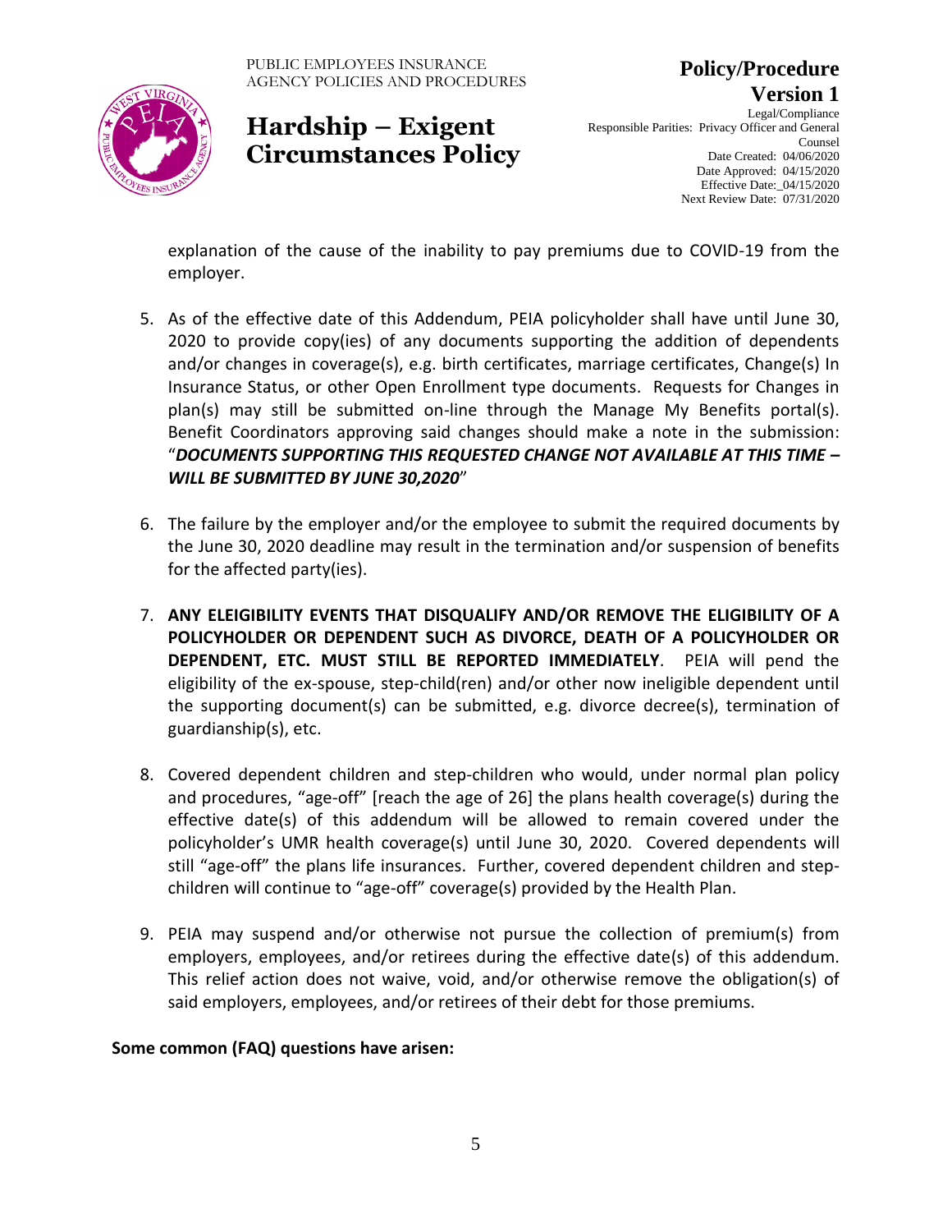explanation of the cause of the inability to pay premiums due to COVID-19 from the employer.

5. As of the effective date of this Addendum, PEIA policyholder shall have until June 30, 2020 to provide copy(ies) of any documents supporting the addition of dependents and/or changes in coverage(s), e.g. birth certificates, marriage certificates, Change(s) In Insurance Status, or other Open Enrollment type documents. Requests for Changes in plan(s) may still be submitted on-line through the Manage My Benefits portal(s). Benefit Coordinators approving said changes should make a note in the submission: "***DOCUMENTS SUPPORTING THIS REQUESTED CHANGE NOT AVAILABLE AT THIS TIME – WILL BE SUBMITTED BY JUNE 30,2020***"

6. The failure by the employer and/or the employee to submit the required documents by the June 30, 2020 deadline may result in the termination and/or suspension of benefits for the affected party(ies).

7. **ANY ELEIGIBILITY EVENTS THAT DISQUALIFY AND/OR REMOVE THE ELIGIBILITY OF A POLICYHOLDER OR DEPENDENT SUCH AS DIVORCE, DEATH OF A POLICYHOLDER OR DEPENDENT, ETC. MUST STILL BE REPORTED IMMEDIATELY**. PEIA will pend the eligibility of the ex-spouse, step-child(ren) and/or other now ineligible dependent until the supporting document(s) can be submitted, e.g. divorce decree(s), termination of guardianship(s), etc.

8. Covered dependent children and step-children who would, under normal plan policy and procedures, "age-off" [reach the age of 26] the plans health coverage(s) during the effective date(s) of this addendum will be allowed to remain covered under the policyholder's UMR health coverage(s) until June 30, 2020. Covered dependents will still "age-off" the plans life insurances. Further, covered dependent children and step-children will continue to "age-off" coverage(s) provided by the Health Plan.

9. PEIA may suspend and/or otherwise not pursue the collection of premium(s) from employers, employees, and/or retirees during the effective date(s) of this addendum. This relief action does not waive, void, and/or otherwise remove the obligation(s) of said employers, employees, and/or retirees of their debt for those premiums.

**Some common (FAQ) questions have arisen:**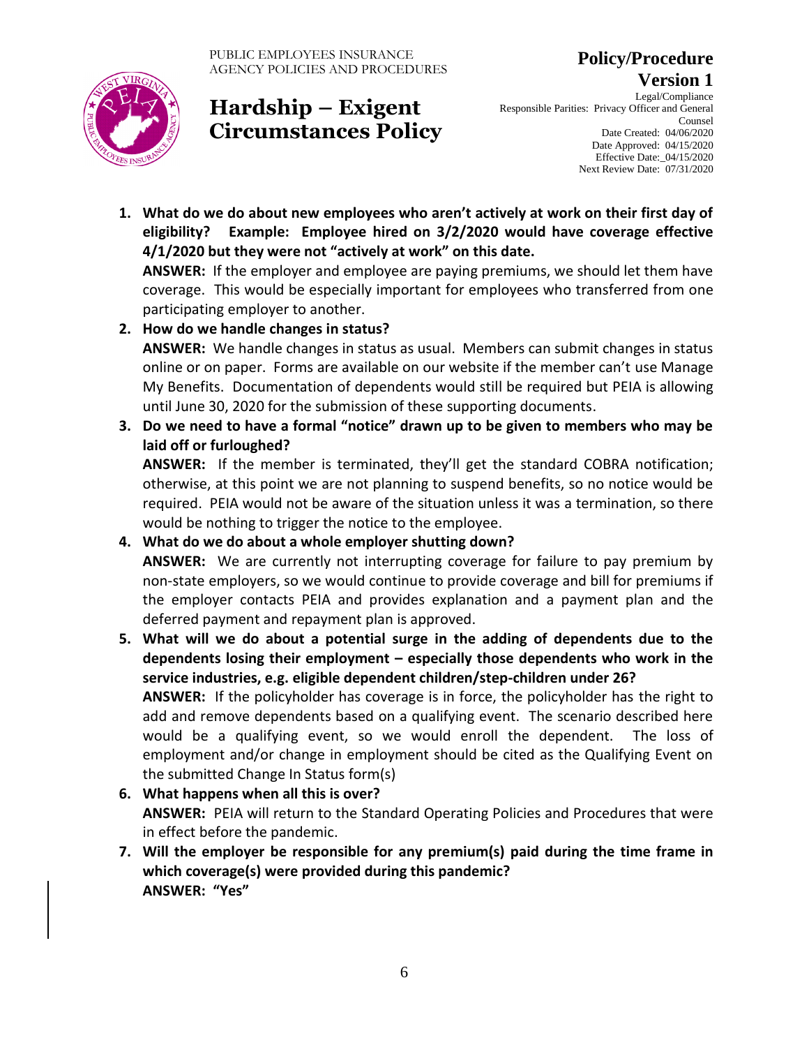1. **What do we do about new employees who aren't actively at work on their first day of eligibility? Example: Employee hired on 3/2/2020 would have coverage effective 4/1/2020 but they were not "actively at work" on this date.**
   **ANSWER:** If the employer and employee are paying premiums, we should let them have coverage. This would be especially important for employees who transferred from one participating employer to another.
2. **How do we handle changes in status?**
   **ANSWER:** We handle changes in status as usual. Members can submit changes in status online or on paper. Forms are available on our website if the member can't use Manage My Benefits. Documentation of dependents would still be required but PEIA is allowing until June 30, 2020 for the submission of these supporting documents.
3. **Do we need to have a formal "notice" drawn up to be given to members who may be laid off or furloughed?**
   **ANSWER:** If the member is terminated, they'll get the standard COBRA notification; otherwise, at this point we are not planning to suspend benefits, so no notice would be required. PEIA would not be aware of the situation unless it was a termination, so there would be nothing to trigger the notice to the employee.
4. **What do we do about a whole employer shutting down?**
   **ANSWER:** We are currently not interrupting coverage for failure to pay premium by non-state employers, so we would continue to provide coverage and bill for premiums if the employer contacts PEIA and provides explanation and a payment plan and the deferred payment and repayment plan is approved.
5. **What will we do about a potential surge in the adding of dependents due to the dependents losing their employment – especially those dependents who work in the service industries, e.g. eligible dependent children/step-children under 26?**
   **ANSWER:** If the policyholder has coverage is in force, the policyholder has the right to add and remove dependents based on a qualifying event. The scenario described here would be a qualifying event, so we would enroll the dependent. The loss of employment and/or change in employment should be cited as the Qualifying Event on the submitted Change In Status form(s)
6. **What happens when all this is over?**
   **ANSWER:** PEIA will return to the Standard Operating Policies and Procedures that were in effect before the pandemic.
7. **Will the employer be responsible for any premium(s) paid during the time frame in which coverage(s) were provided during this pandemic?**
   **ANSWER: "Yes"**